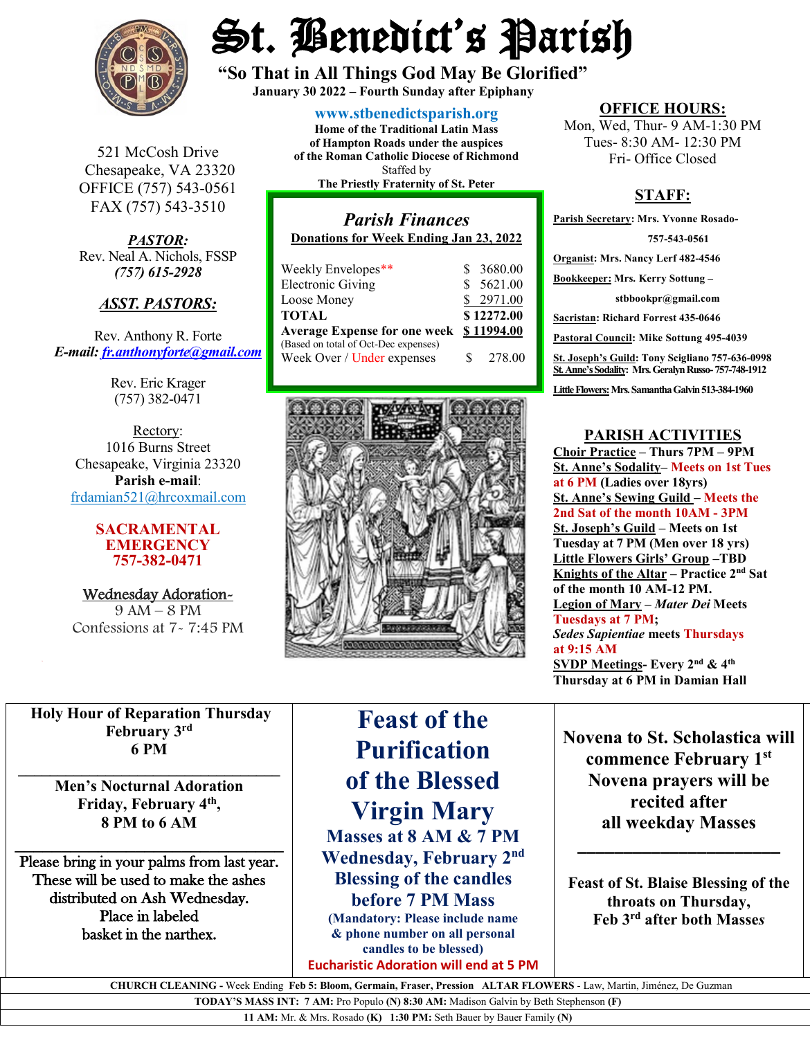# St. Benedict's Parish

**"So That in All Things God May Be Glorified"**

**January 30 2022 – Fourth Sunday after Epiphany**

521 McCosh Drive
Chesapeake, VA 23320
OFFICE (757) 543-0561
FAX (757) 543-3510

***PASTOR:***
Rev. Neal A. Nichols, FSSP
***(757) 615-2928***

***ASST. PASTORS:***

Rev. Anthony R. Forte
***E-mail: fr.anthonyforte@gmail.com***

Rev. Eric Krager
(757) 382-0471

Rectory:
1016 Burns Street
Chesapeake, Virginia 23320
**Parish e-mail**:
frdamian521@hrcoxmail.com

**SACRAMENTAL EMERGENCY**
**757-382-0471**

Wednesday Adoration-
9 AM – 8 PM
Confessions at 7- 7:45 PM

**www.stbenedictsparish.org**
**Home of the Traditional Latin Mass**
**of Hampton Roads under the auspices**
**of the Roman Catholic Diocese of Richmond**
Staffed by
**The Priestly Fraternity of St. Peter**

## *Parish Finances*

**Donations for Week Ending Jan 23, 2022**

| | |
|---|---|
| Weekly Envelopes** | $ 3680.00 |
| Electronic Giving | $ 5621.00 |
| Loose Money | $ 2971.00 |
| **TOTAL** | **$ 12272.00** |
| **Average Expense for one week** (Based on total of Oct-Dec expenses) | **$ 11994.00** |
| Week Over / Under expenses | $ 278.00 |

## OFFICE HOURS:

Mon, Wed, Thur- 9 AM-1:30 PM
Tues- 8:30 AM- 12:30 PM
Fri- Office Closed

## STAFF:

**Parish Secretary: Mrs. Yvonne Rosado- 757-543-0561**
**Organist: Mrs. Nancy Lerf 482-4546**
**Bookkeeper: Mrs. Kerry Sottung – stbbookpr@gmail.com**
**Sacristan: Richard Forrest 435-0646**
**Pastoral Council: Mike Sottung 495-4039**
**St. Joseph's Guild: Tony Scigliano 757-636-0998**
**St. Anne's Sodality: Mrs. Geralyn Russo- 757-748-1912**
**Little Flowers: Mrs. Samantha Galvin 513-384-1960**

## PARISH ACTIVITIES

**Choir Practice – Thurs 7PM – 9PM**
**St. Anne's Sodality– Meets on 1st Tues at 6 PM (Ladies over 18yrs)**
**St. Anne's Sewing Guild – Meets the 2nd Sat of the month 10AM - 3PM**
**St. Joseph's Guild – Meets on 1st Tuesday at 7 PM (Men over 18 yrs)**
**Little Flowers Girls' Group –TBD**
**Knights of the Altar – Practice 2nd Sat of the month 10 AM-12 PM.**
**Legion of Mary – *Mater Dei* Meets Tuesdays at 7 PM; *Sedes Sapientiae* meets Thursdays at 9:15 AM**
**SVDP Meetings- Every 2nd & 4th Thursday at 6 PM in Damian Hall**

---

**Holy Hour of Reparation Thursday February 3rd 6 PM**

---

**Men's Nocturnal Adoration Friday, February 4th, 8 PM to 6 AM**

---

Please bring in your palms from last year. These will be used to make the ashes distributed on Ash Wednesday. Place in labeled basket in the narthex.

## Feast of the Purification of the Blessed Virgin Mary

**Masses at 8 AM & 7 PM**
**Wednesday, February 2nd**
**Blessing of the candles before 7 PM Mass**
**(Mandatory: Please include name & phone number on all personal candles to be blessed)**
**Eucharistic Adoration will end at 5 PM**

**Novena to St. Scholastica will commence February 1st**
**Novena prayers will be recited after all weekday Masses**

---

**Feast of St. Blaise Blessing of the throats on Thursday, Feb 3rd after both Masses**

---

**CHURCH CLEANING** - Week Ending **Feb 5: Bloom, Germain, Fraser, Pression** **ALTAR FLOWERS** - Law, Martin, Jiménez, De Guzman

**TODAY'S MASS INT: 7 AM:** Pro Populo **(N) 8:30 AM:** Madison Galvin by Beth Stephenson **(F)**

**11 AM:** Mr. & Mrs. Rosado **(K) 1:30 PM:** Seth Bauer by Bauer Family **(N)**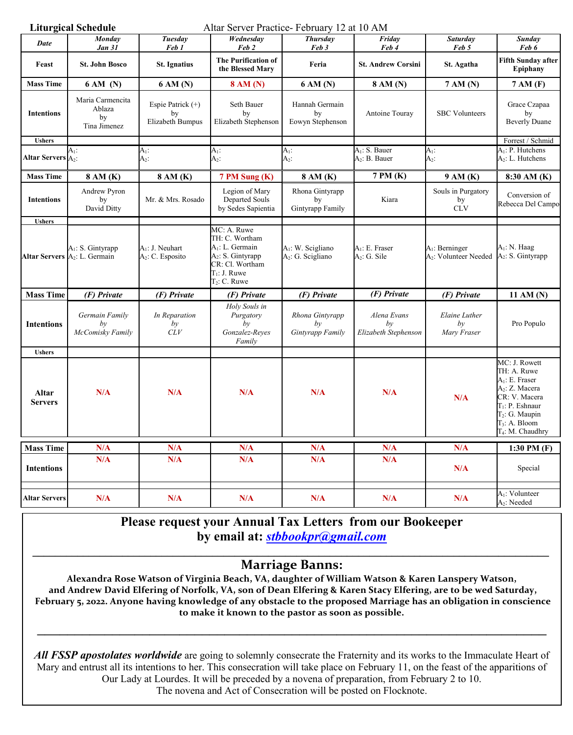**Liturgical Schedule** Altar Server Practice- February 12 at 10 AM

| Date | Monday Jan 31 | Tuesday Feb 1 | Wednesday Feb 2 | Thursday Feb 3 | Friday Feb 4 | Saturday Feb 5 | Sunday Feb 6 |
|---|---|---|---|---|---|---|---|
| **Feast** | **St. John Bosco** | **St. Ignatius** | **The Purification of the Blessed Mary** | **Feria** | **St. Andrew Corsini** | **St. Agatha** | **Fifth Sunday after Epiphany** |
| **Mass Time** | **6 AM (N)** | **6 AM (N)** | **8 AM (N)** | **6 AM (N)** | **8 AM (N)** | **7 AM (N)** | **7 AM (F)** |
| **Intentions** | Maria Carmencita Ablaza by Tina Jimenez | Espie Patrick (+) by Elizabeth Bumpus | Seth Bauer by Elizabeth Stephenson | Hannah Germain by Eowyn Stephenson | Antoine Touray | SBC Volunteers | Grace Czapaa by Beverly Duane |
| **Ushers** | | | | | | | Forrest / Schmid |
| **Altar Servers** | $A_1$: $A_2$: | $A_1$: $A_2$: | $A_1$: $A_2$: | $A_1$: $A_2$: | $A_1$: S. Bauer $A_2$: B. Bauer | $A_1$: $A_2$: | $A_1$: P. Hutchens $A_2$: L. Hutchens |
| **Mass Time** | **8 AM (K)** | **8 AM (K)** | **7 PM Sung (K)** | **8 AM (K)** | **7 PM (K)** | **9 AM (K)** | **8:30 AM (K)** |
| **Intentions** | Andrew Pyron by David Ditty | Mr. & Mrs. Rosado | Legion of Mary Departed Souls by Sedes Sapientia | Rhona Gintyrapp by Gintyrapp Family | Kiara | Souls in Purgatory by CLV | Conversion of Rebecca Del Campo |
| **Ushers** | | | | | | | |
| **Altar Servers** | $A_1$: S. Gintyrapp $A_2$: L. Germain | $A_1$: J. Neuhart $A_2$: C. Esposito | MC: A. Ruwe TH: C. Wortham $A_1$: L. Germain $A_2$: S. Gintyrapp CR: Cl. Wortham $T_1$: J. Ruwe $T_2$: C. Ruwe | $A_1$: W. Scigliano $A_2$: G. Scigliano | $A_1$: E. Fraser $A_2$: G. Sile | $A_1$: Berninger $A_2$: Volunteer Needed | $A_1$: N. Haag $A_2$: S. Gintyrapp |
| **Mass Time** | ***(F) Private*** | ***(F) Private*** | ***(F) Private*** | ***(F) Private*** | ***(F) Private*** | ***(F) Private*** | **11 AM (N)** |
| **Intentions** | *Germain Family by McComisky Family* | *In Reparation by CLV* | *Holy Souls in Purgatory by Gonzalez-Reyes Family* | *Rhona Gintyrapp by Gintyrapp Family* | *Alena Evans by Elizabeth Stephenson* | *Elaine Luther by Mary Fraser* | Pro Populo |
| **Ushers** | | | | | | | |
| **Altar Servers** | **N/A** | **N/A** | **N/A** | **N/A** | **N/A** | **N/A** | MC: J. Rowett TH: A. Ruwe $A_1$: E. Fraser $A_2$: Z. Macera CR: V. Macera $T_1$: P. Eshnaur $T_2$: G. Maupin $T_3$: A. Bloom $T_4$: M. Chaudhry |
| **Mass Time** | **N/A** | **N/A** | **N/A** | **N/A** | **N/A** | **N/A** | **1:30 PM (F)** |
| **Intentions** | **N/A** | **N/A** | **N/A** | **N/A** | **N/A** | **N/A** | Special |
| | | | | | | | |
| **Altar Servers** | **N/A** | **N/A** | **N/A** | **N/A** | **N/A** | **N/A** | $A_1$: Volunteer $A_2$: Needed |

## Please request your Annual Tax Letters from our Bookeeper by email at: *stbbookpr@gmail.com*

---

## Marriage Banns:

**Alexandra Rose Watson of Virginia Beach, VA, daughter of William Watson & Karen Lanspery Watson, and Andrew David Elfering of Norfolk, VA, son of Dean Elfering & Karen Stacy Elfering, are to be wed Saturday, February 5, 2022. Anyone having knowledge of any obstacle to the proposed Marriage has an obligation in conscience to make it known to the pastor as soon as possible.**

---

***All FSSP apostolates worldwide*** are going to solemnly consecrate the Fraternity and its works to the Immaculate Heart of Mary and entrust all its intentions to her. This consecration will take place on February 11, on the feast of the apparitions of Our Lady at Lourdes. It will be preceded by a novena of preparation, from February 2 to 10. The novena and Act of Consecration will be posted on Flocknote.